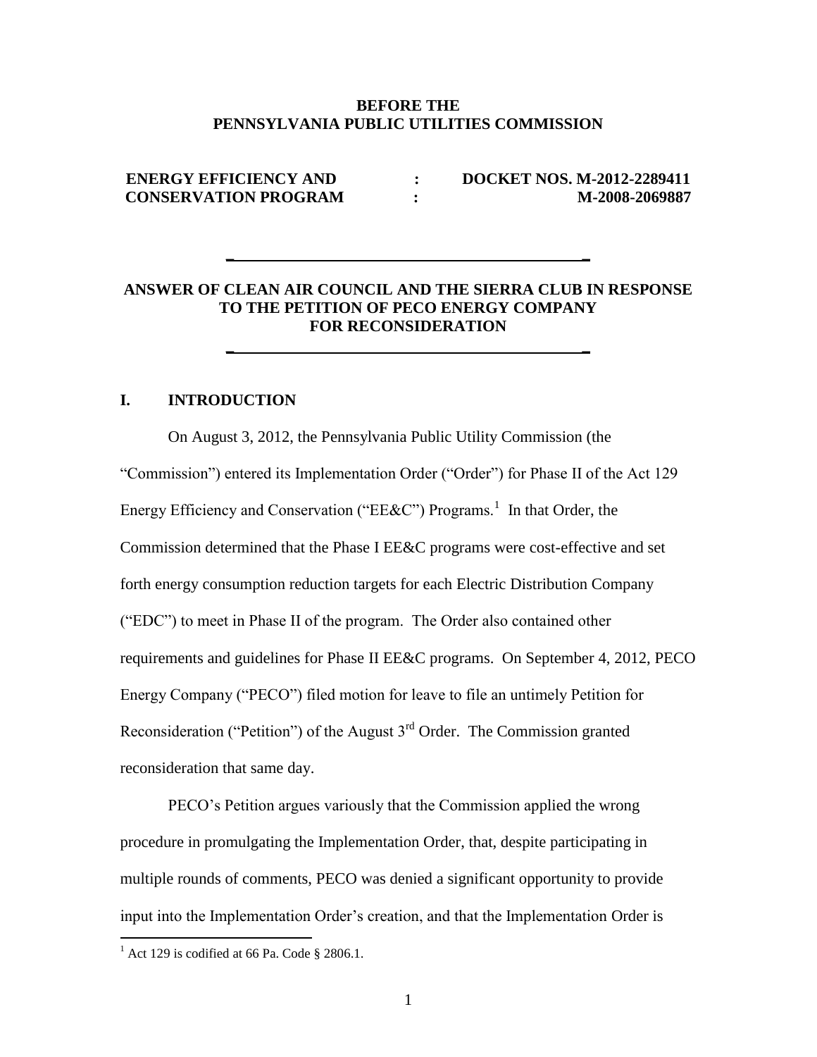**BEFORE THE**
**PENNSYLVANIA PUBLIC UTILITIES COMMISSION**

| | | |
|---|---|---|
| **ENERGY EFFICIENCY AND CONSERVATION PROGRAM** | : : | **DOCKET NOS. M-2012-2289411 M-2008-2069887** |

---

**ANSWER OF CLEAN AIR COUNCIL AND THE SIERRA CLUB IN RESPONSE TO THE PETITION OF PECO ENERGY COMPANY FOR RECONSIDERATION**

---

## I. INTRODUCTION

On August 3, 2012, the Pennsylvania Public Utility Commission (the "Commission") entered its Implementation Order ("Order") for Phase II of the Act 129 Energy Efficiency and Conservation ("EE&C") Programs.[1] In that Order, the Commission determined that the Phase I EE&C programs were cost-effective and set forth energy consumption reduction targets for each Electric Distribution Company ("EDC") to meet in Phase II of the program. The Order also contained other requirements and guidelines for Phase II EE&C programs. On September 4, 2012, PECO Energy Company ("PECO") filed motion for leave to file an untimely Petition for Reconsideration ("Petition") of the August 3rd Order. The Commission granted reconsideration that same day.

PECO's Petition argues variously that the Commission applied the wrong procedure in promulgating the Implementation Order, that, despite participating in multiple rounds of comments, PECO was denied a significant opportunity to provide input into the Implementation Order's creation, and that the Implementation Order is

[1] Act 129 is codified at 66 Pa. Code § 2806.1.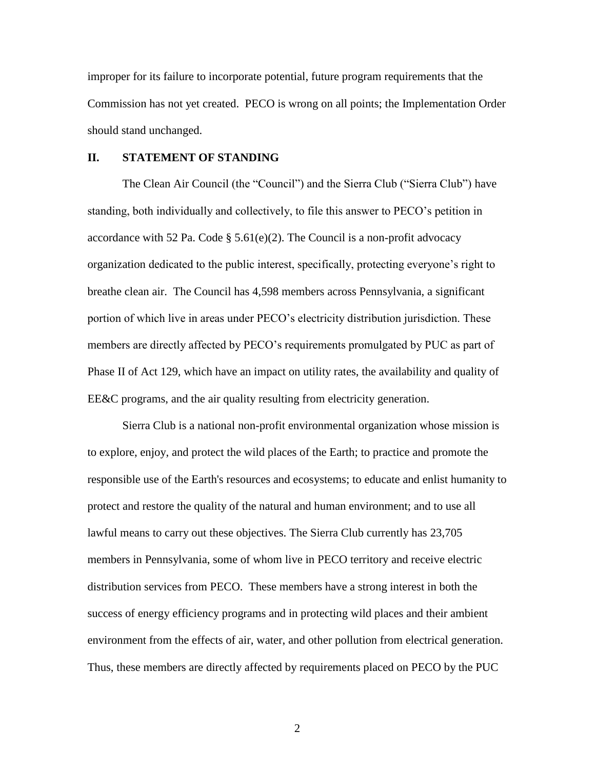improper for its failure to incorporate potential, future program requirements that the Commission has not yet created. PECO is wrong on all points; the Implementation Order should stand unchanged.

## II. STATEMENT OF STANDING

The Clean Air Council (the "Council") and the Sierra Club ("Sierra Club") have standing, both individually and collectively, to file this answer to PECO's petition in accordance with 52 Pa. Code § 5.61(e)(2). The Council is a non-profit advocacy organization dedicated to the public interest, specifically, protecting everyone's right to breathe clean air. The Council has 4,598 members across Pennsylvania, a significant portion of which live in areas under PECO's electricity distribution jurisdiction. These members are directly affected by PECO's requirements promulgated by PUC as part of Phase II of Act 129, which have an impact on utility rates, the availability and quality of EE&C programs, and the air quality resulting from electricity generation.

Sierra Club is a national non-profit environmental organization whose mission is to explore, enjoy, and protect the wild places of the Earth; to practice and promote the responsible use of the Earth's resources and ecosystems; to educate and enlist humanity to protect and restore the quality of the natural and human environment; and to use all lawful means to carry out these objectives. The Sierra Club currently has 23,705 members in Pennsylvania, some of whom live in PECO territory and receive electric distribution services from PECO. These members have a strong interest in both the success of energy efficiency programs and in protecting wild places and their ambient environment from the effects of air, water, and other pollution from electrical generation. Thus, these members are directly affected by requirements placed on PECO by the PUC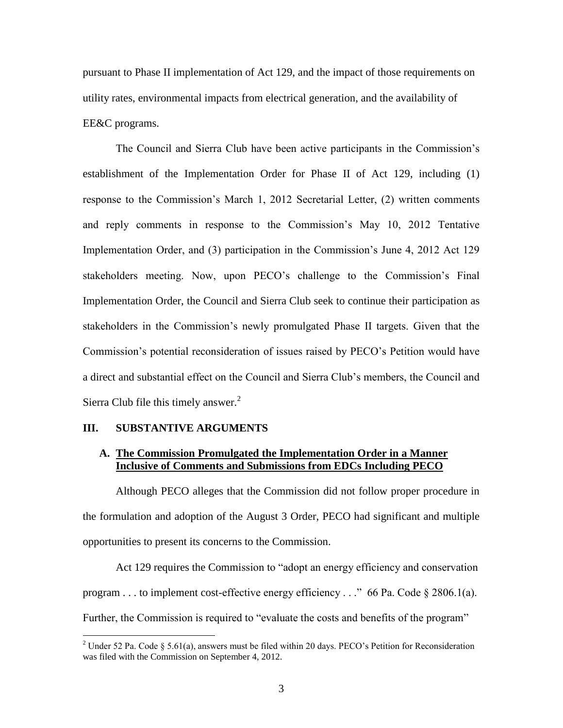pursuant to Phase II implementation of Act 129, and the impact of those requirements on utility rates, environmental impacts from electrical generation, and the availability of EE&C programs.

The Council and Sierra Club have been active participants in the Commission's establishment of the Implementation Order for Phase II of Act 129, including (1) response to the Commission's March 1, 2012 Secretarial Letter, (2) written comments and reply comments in response to the Commission's May 10, 2012 Tentative Implementation Order, and (3) participation in the Commission's June 4, 2012 Act 129 stakeholders meeting. Now, upon PECO's challenge to the Commission's Final Implementation Order, the Council and Sierra Club seek to continue their participation as stakeholders in the Commission's newly promulgated Phase II targets. Given that the Commission's potential reconsideration of issues raised by PECO's Petition would have a direct and substantial effect on the Council and Sierra Club's members, the Council and Sierra Club file this timely answer.[2]

## III. SUBSTANTIVE ARGUMENTS

### A. <u>The Commission Promulgated the Implementation Order in a Manner Inclusive of Comments and Submissions from EDCs Including PECO</u>

Although PECO alleges that the Commission did not follow proper procedure in the formulation and adoption of the August 3 Order, PECO had significant and multiple opportunities to present its concerns to the Commission.

Act 129 requires the Commission to "adopt an energy efficiency and conservation program . . . to implement cost-effective energy efficiency . . ." 66 Pa. Code § 2806.1(a). Further, the Commission is required to "evaluate the costs and benefits of the program"

[2] Under 52 Pa. Code § 5.61(a), answers must be filed within 20 days. PECO's Petition for Reconsideration was filed with the Commission on September 4, 2012.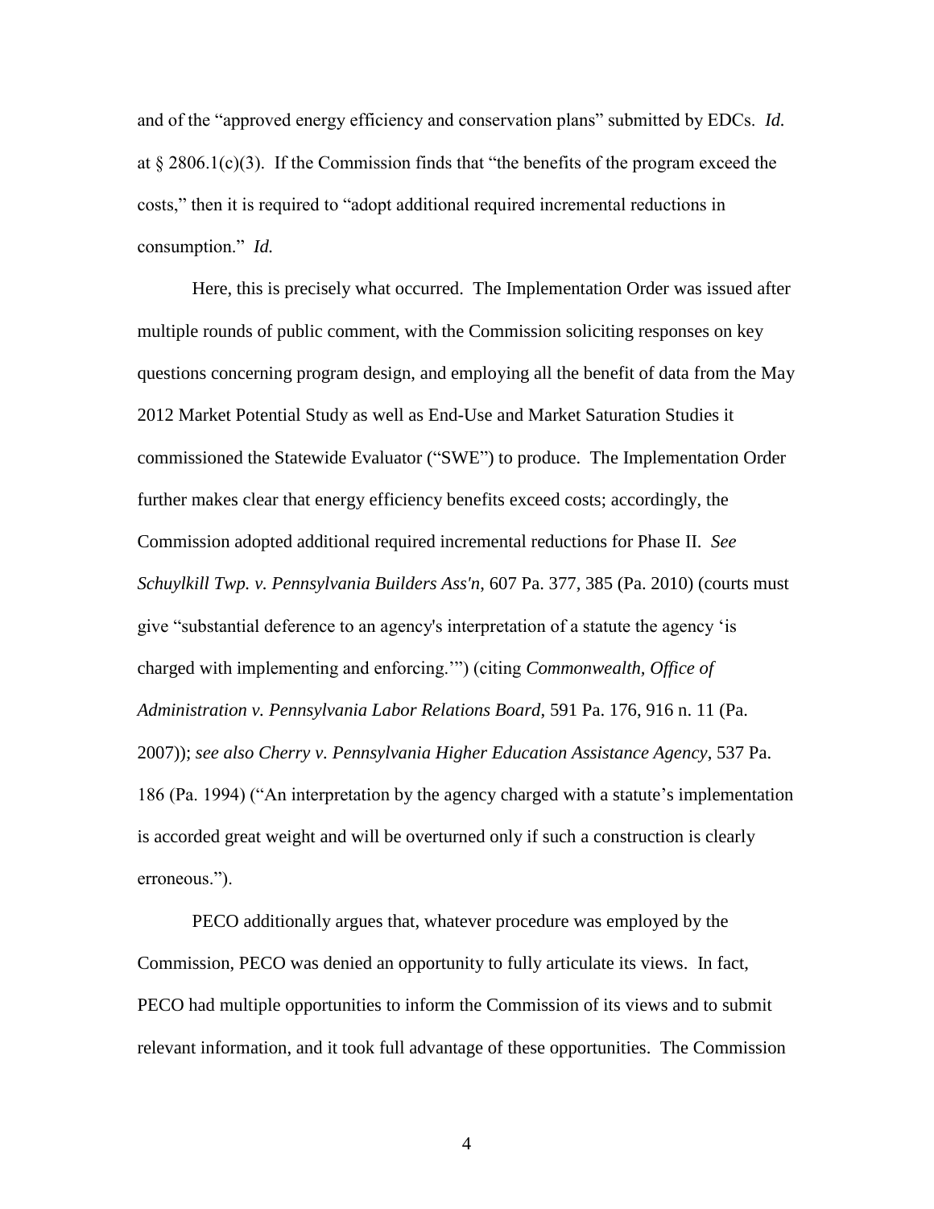and of the "approved energy efficiency and conservation plans" submitted by EDCs. *Id.* at § 2806.1(c)(3). If the Commission finds that "the benefits of the program exceed the costs," then it is required to "adopt additional required incremental reductions in consumption." *Id.*

Here, this is precisely what occurred. The Implementation Order was issued after multiple rounds of public comment, with the Commission soliciting responses on key questions concerning program design, and employing all the benefit of data from the May 2012 Market Potential Study as well as End-Use and Market Saturation Studies it commissioned the Statewide Evaluator ("SWE") to produce. The Implementation Order further makes clear that energy efficiency benefits exceed costs; accordingly, the Commission adopted additional required incremental reductions for Phase II. *See Schuylkill Twp. v. Pennsylvania Builders Ass'n*, 607 Pa. 377, 385 (Pa. 2010) (courts must give "substantial deference to an agency's interpretation of a statute the agency 'is charged with implementing and enforcing.'") (citing *Commonwealth, Office of Administration v. Pennsylvania Labor Relations Board*, 591 Pa. 176, 916 n. 11 (Pa. 2007)); *see also Cherry v. Pennsylvania Higher Education Assistance Agency*, 537 Pa. 186 (Pa. 1994) ("An interpretation by the agency charged with a statute's implementation is accorded great weight and will be overturned only if such a construction is clearly erroneous.").

PECO additionally argues that, whatever procedure was employed by the Commission, PECO was denied an opportunity to fully articulate its views. In fact, PECO had multiple opportunities to inform the Commission of its views and to submit relevant information, and it took full advantage of these opportunities. The Commission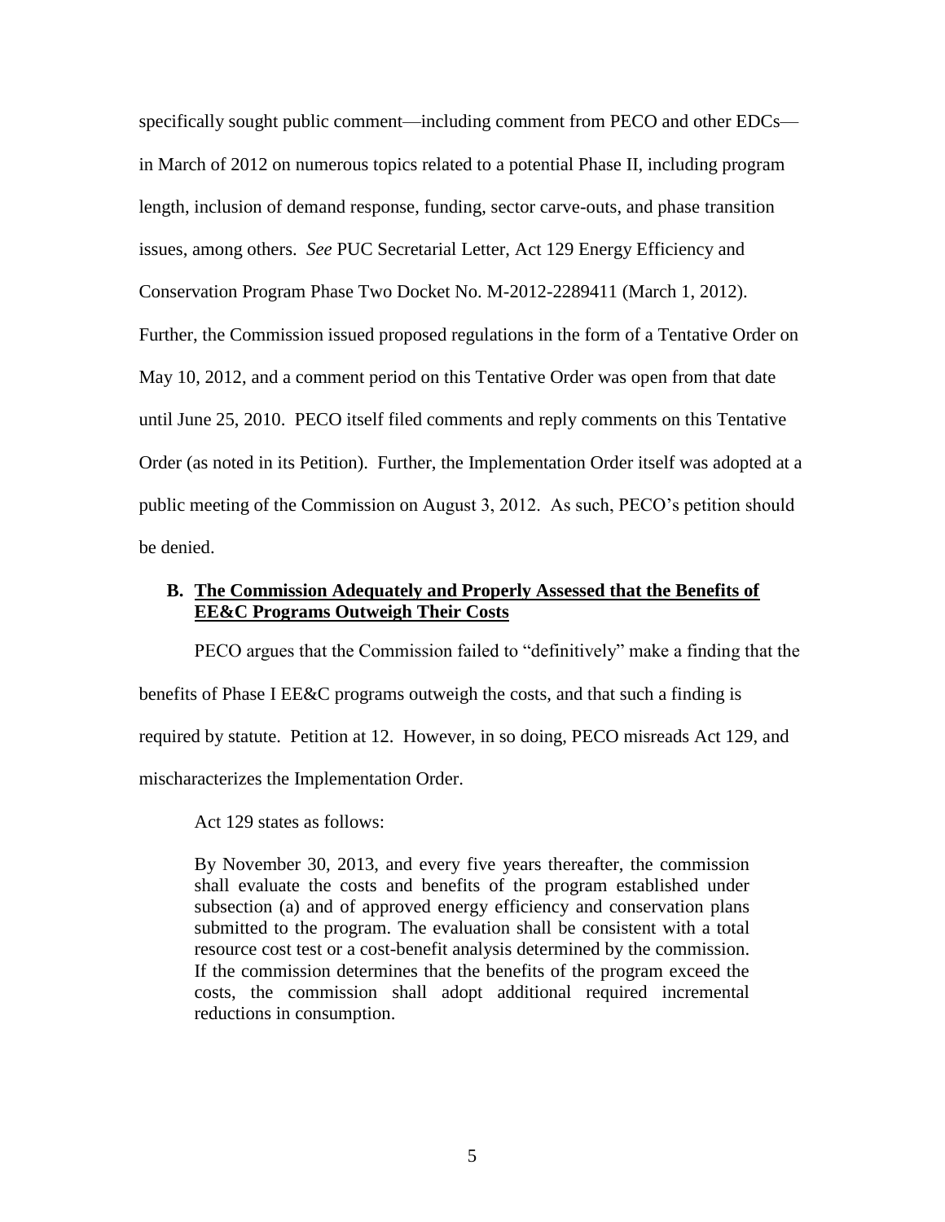specifically sought public comment—including comment from PECO and other EDCs—in March of 2012 on numerous topics related to a potential Phase II, including program length, inclusion of demand response, funding, sector carve-outs, and phase transition issues, among others. *See* PUC Secretarial Letter, Act 129 Energy Efficiency and Conservation Program Phase Two Docket No. M-2012-2289411 (March 1, 2012). Further, the Commission issued proposed regulations in the form of a Tentative Order on May 10, 2012, and a comment period on this Tentative Order was open from that date until June 25, 2010. PECO itself filed comments and reply comments on this Tentative Order (as noted in its Petition). Further, the Implementation Order itself was adopted at a public meeting of the Commission on August 3, 2012. As such, PECO's petition should be denied.

### B. <u>The Commission Adequately and Properly Assessed that the Benefits of EE&C Programs Outweigh Their Costs</u>

PECO argues that the Commission failed to "definitively" make a finding that the benefits of Phase I EE&C programs outweigh the costs, and that such a finding is required by statute. Petition at 12. However, in so doing, PECO misreads Act 129, and mischaracterizes the Implementation Order.

Act 129 states as follows:

> By November 30, 2013, and every five years thereafter, the commission shall evaluate the costs and benefits of the program established under subsection (a) and of approved energy efficiency and conservation plans submitted to the program. The evaluation shall be consistent with a total resource cost test or a cost-benefit analysis determined by the commission. If the commission determines that the benefits of the program exceed the costs, the commission shall adopt additional required incremental reductions in consumption.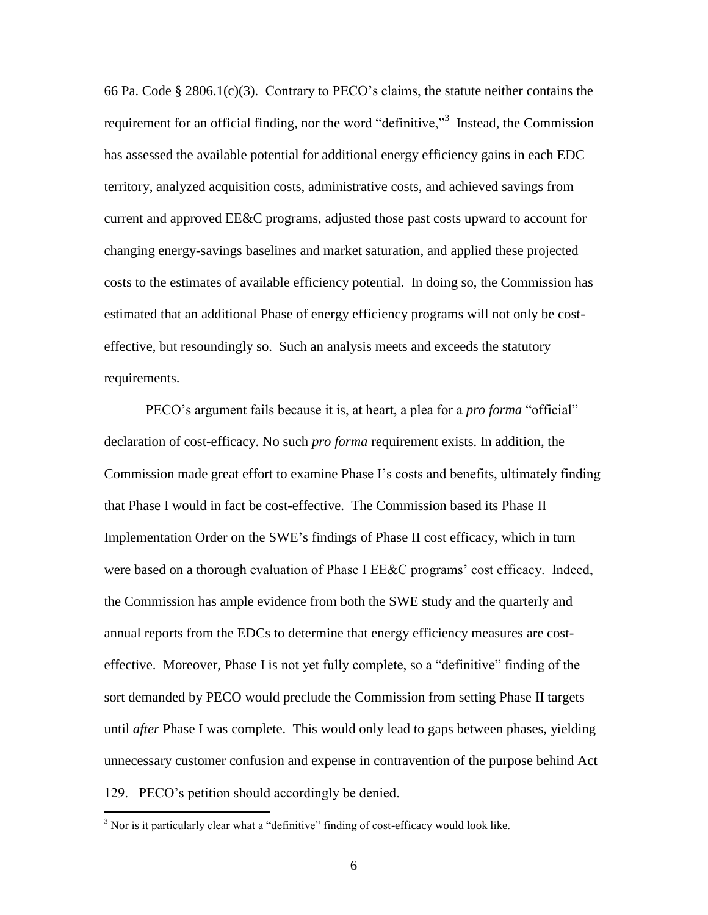66 Pa. Code § 2806.1(c)(3). Contrary to PECO's claims, the statute neither contains the requirement for an official finding, nor the word "definitive,"[3] Instead, the Commission has assessed the available potential for additional energy efficiency gains in each EDC territory, analyzed acquisition costs, administrative costs, and achieved savings from current and approved EE&C programs, adjusted those past costs upward to account for changing energy-savings baselines and market saturation, and applied these projected costs to the estimates of available efficiency potential. In doing so, the Commission has estimated that an additional Phase of energy efficiency programs will not only be cost-effective, but resoundingly so. Such an analysis meets and exceeds the statutory requirements.

PECO's argument fails because it is, at heart, a plea for a *pro forma* "official" declaration of cost-efficacy. No such *pro forma* requirement exists. In addition, the Commission made great effort to examine Phase I's costs and benefits, ultimately finding that Phase I would in fact be cost-effective. The Commission based its Phase II Implementation Order on the SWE's findings of Phase II cost efficacy, which in turn were based on a thorough evaluation of Phase I EE&C programs' cost efficacy. Indeed, the Commission has ample evidence from both the SWE study and the quarterly and annual reports from the EDCs to determine that energy efficiency measures are cost-effective. Moreover, Phase I is not yet fully complete, so a "definitive" finding of the sort demanded by PECO would preclude the Commission from setting Phase II targets until *after* Phase I was complete. This would only lead to gaps between phases, yielding unnecessary customer confusion and expense in contravention of the purpose behind Act 129. PECO's petition should accordingly be denied.

---

[3] Nor is it particularly clear what a "definitive" finding of cost-efficacy would look like.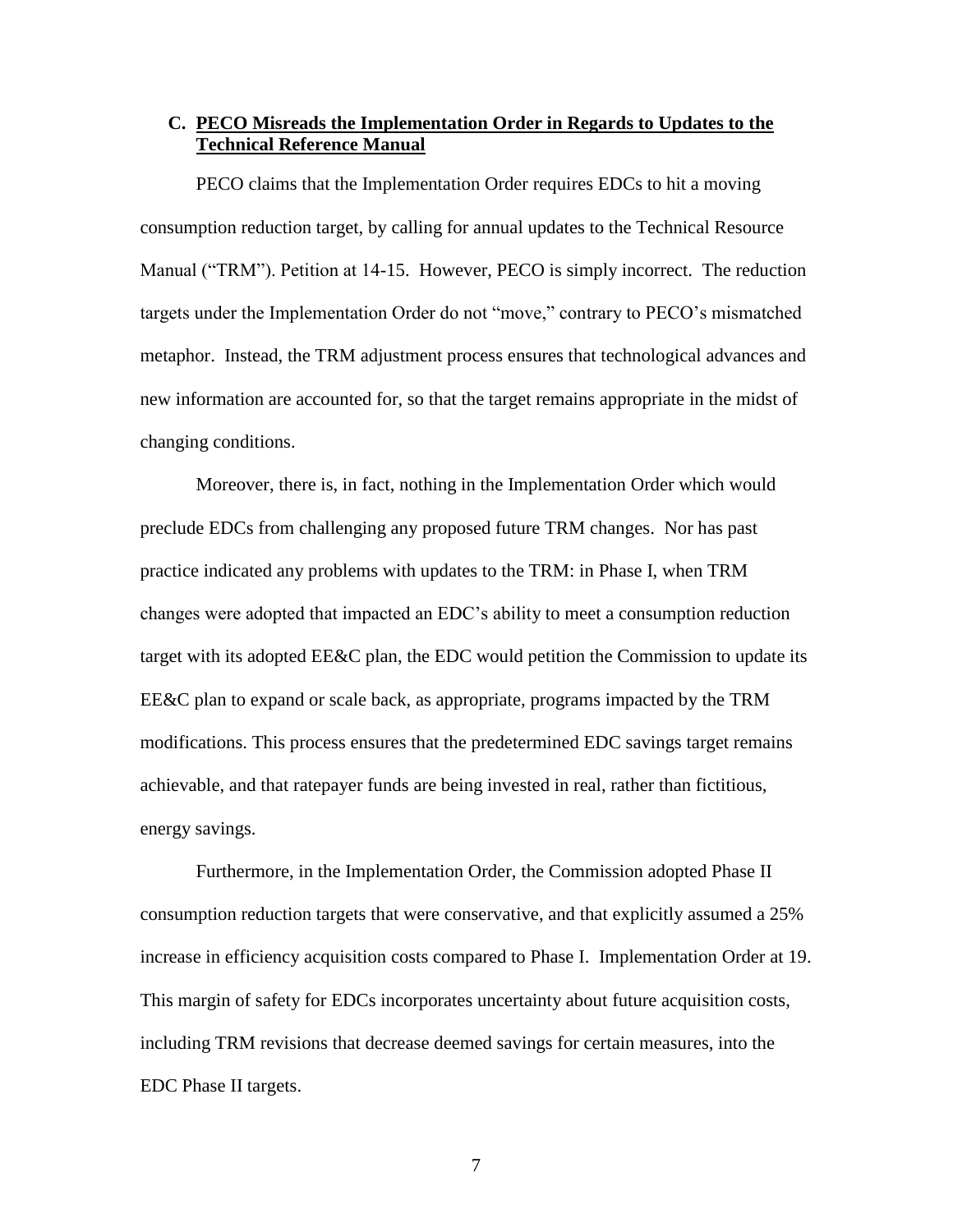### C. PECO Misreads the Implementation Order in Regards to Updates to the Technical Reference Manual

PECO claims that the Implementation Order requires EDCs to hit a moving consumption reduction target, by calling for annual updates to the Technical Resource Manual ("TRM"). Petition at 14-15. However, PECO is simply incorrect. The reduction targets under the Implementation Order do not "move," contrary to PECO's mismatched metaphor. Instead, the TRM adjustment process ensures that technological advances and new information are accounted for, so that the target remains appropriate in the midst of changing conditions.

Moreover, there is, in fact, nothing in the Implementation Order which would preclude EDCs from challenging any proposed future TRM changes. Nor has past practice indicated any problems with updates to the TRM: in Phase I, when TRM changes were adopted that impacted an EDC's ability to meet a consumption reduction target with its adopted EE&C plan, the EDC would petition the Commission to update its EE&C plan to expand or scale back, as appropriate, programs impacted by the TRM modifications. This process ensures that the predetermined EDC savings target remains achievable, and that ratepayer funds are being invested in real, rather than fictitious, energy savings.

Furthermore, in the Implementation Order, the Commission adopted Phase II consumption reduction targets that were conservative, and that explicitly assumed a 25% increase in efficiency acquisition costs compared to Phase I. Implementation Order at 19. This margin of safety for EDCs incorporates uncertainty about future acquisition costs, including TRM revisions that decrease deemed savings for certain measures, into the EDC Phase II targets.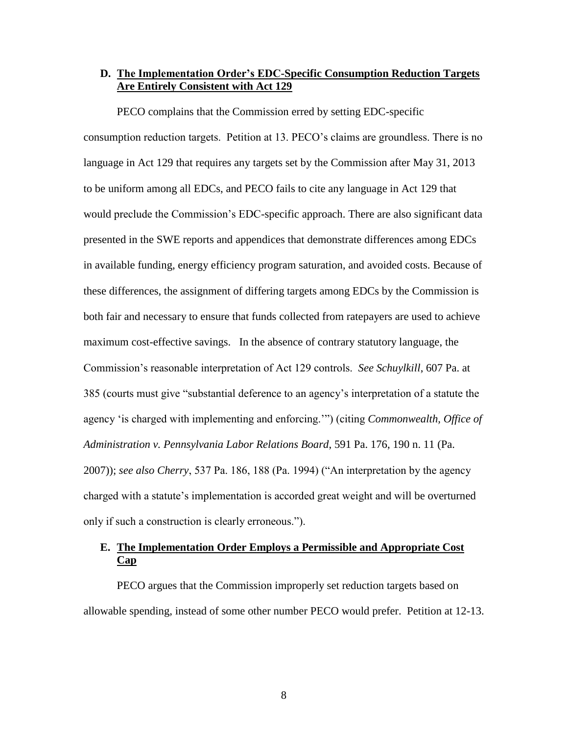### D. <u>The Implementation Order's EDC-Specific Consumption Reduction Targets Are Entirely Consistent with Act 129</u>

PECO complains that the Commission erred by setting EDC-specific consumption reduction targets. Petition at 13. PECO's claims are groundless. There is no language in Act 129 that requires any targets set by the Commission after May 31, 2013 to be uniform among all EDCs, and PECO fails to cite any language in Act 129 that would preclude the Commission's EDC-specific approach. There are also significant data presented in the SWE reports and appendices that demonstrate differences among EDCs in available funding, energy efficiency program saturation, and avoided costs. Because of these differences, the assignment of differing targets among EDCs by the Commission is both fair and necessary to ensure that funds collected from ratepayers are used to achieve maximum cost-effective savings. In the absence of contrary statutory language, the Commission's reasonable interpretation of Act 129 controls. *See Schuylkill*, 607 Pa. at 385 (courts must give "substantial deference to an agency's interpretation of a statute the agency 'is charged with implementing and enforcing.'") (citing *Commonwealth, Office of Administration v. Pennsylvania Labor Relations Board*, 591 Pa. 176, 190 n. 11 (Pa. 2007)); *see also Cherry*, 537 Pa. 186, 188 (Pa. 1994) ("An interpretation by the agency charged with a statute's implementation is accorded great weight and will be overturned only if such a construction is clearly erroneous.").

### E. <u>The Implementation Order Employs a Permissible and Appropriate Cost Cap</u>

PECO argues that the Commission improperly set reduction targets based on allowable spending, instead of some other number PECO would prefer. Petition at 12-13.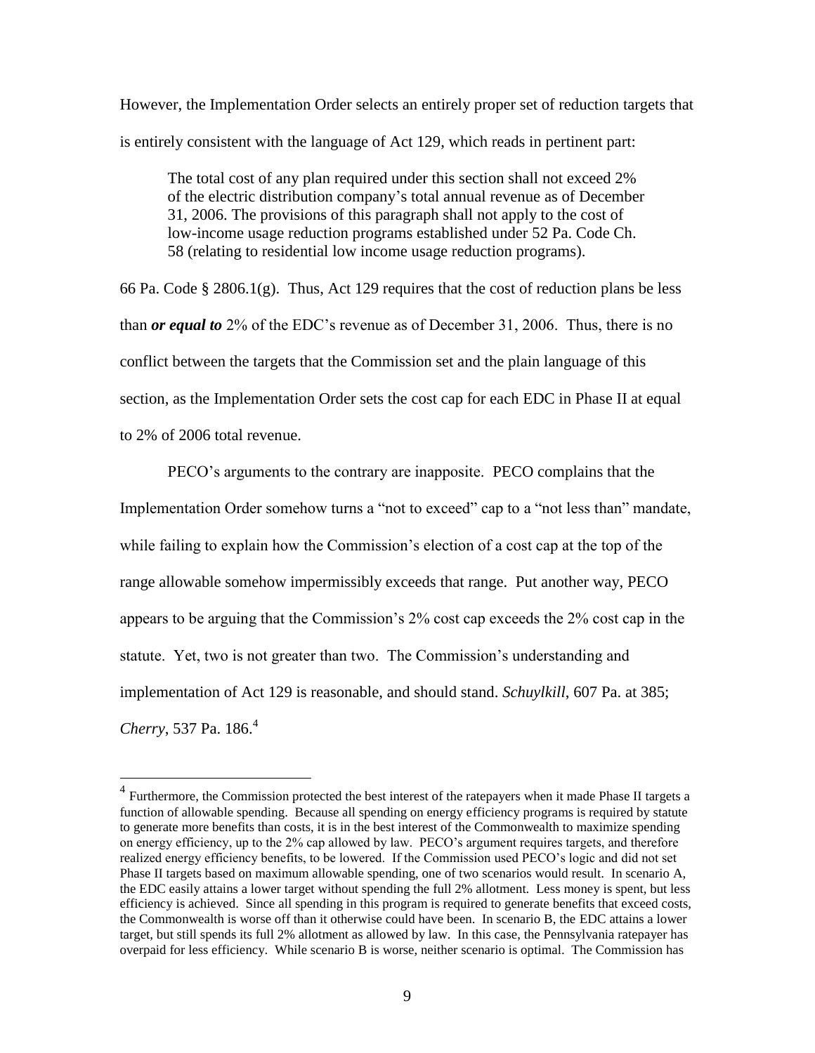However, the Implementation Order selects an entirely proper set of reduction targets that is entirely consistent with the language of Act 129, which reads in pertinent part:

> The total cost of any plan required under this section shall not exceed 2% of the electric distribution company's total annual revenue as of December 31, 2006. The provisions of this paragraph shall not apply to the cost of low-income usage reduction programs established under 52 Pa. Code Ch. 58 (relating to residential low income usage reduction programs).

66 Pa. Code § 2806.1(g). Thus, Act 129 requires that the cost of reduction plans be less than ***or equal to*** 2% of the EDC's revenue as of December 31, 2006. Thus, there is no conflict between the targets that the Commission set and the plain language of this section, as the Implementation Order sets the cost cap for each EDC in Phase II at equal to 2% of 2006 total revenue.

PECO's arguments to the contrary are inapposite. PECO complains that the Implementation Order somehow turns a "not to exceed" cap to a "not less than" mandate, while failing to explain how the Commission's election of a cost cap at the top of the range allowable somehow impermissibly exceeds that range. Put another way, PECO appears to be arguing that the Commission's 2% cost cap exceeds the 2% cost cap in the statute. Yet, two is not greater than two. The Commission's understanding and implementation of Act 129 is reasonable, and should stand. *Schuylkill*, 607 Pa. at 385; *Cherry*, 537 Pa. 186.[4]

[4] Furthermore, the Commission protected the best interest of the ratepayers when it made Phase II targets a function of allowable spending. Because all spending on energy efficiency programs is required by statute to generate more benefits than costs, it is in the best interest of the Commonwealth to maximize spending on energy efficiency, up to the 2% cap allowed by law. PECO's argument requires targets, and therefore realized energy efficiency benefits, to be lowered. If the Commission used PECO's logic and did not set Phase II targets based on maximum allowable spending, one of two scenarios would result. In scenario A, the EDC easily attains a lower target without spending the full 2% allotment. Less money is spent, but less efficiency is achieved. Since all spending in this program is required to generate benefits that exceed costs, the Commonwealth is worse off than it otherwise could have been. In scenario B, the EDC attains a lower target, but still spends its full 2% allotment as allowed by law. In this case, the Pennsylvania ratepayer has overpaid for less efficiency. While scenario B is worse, neither scenario is optimal. The Commission has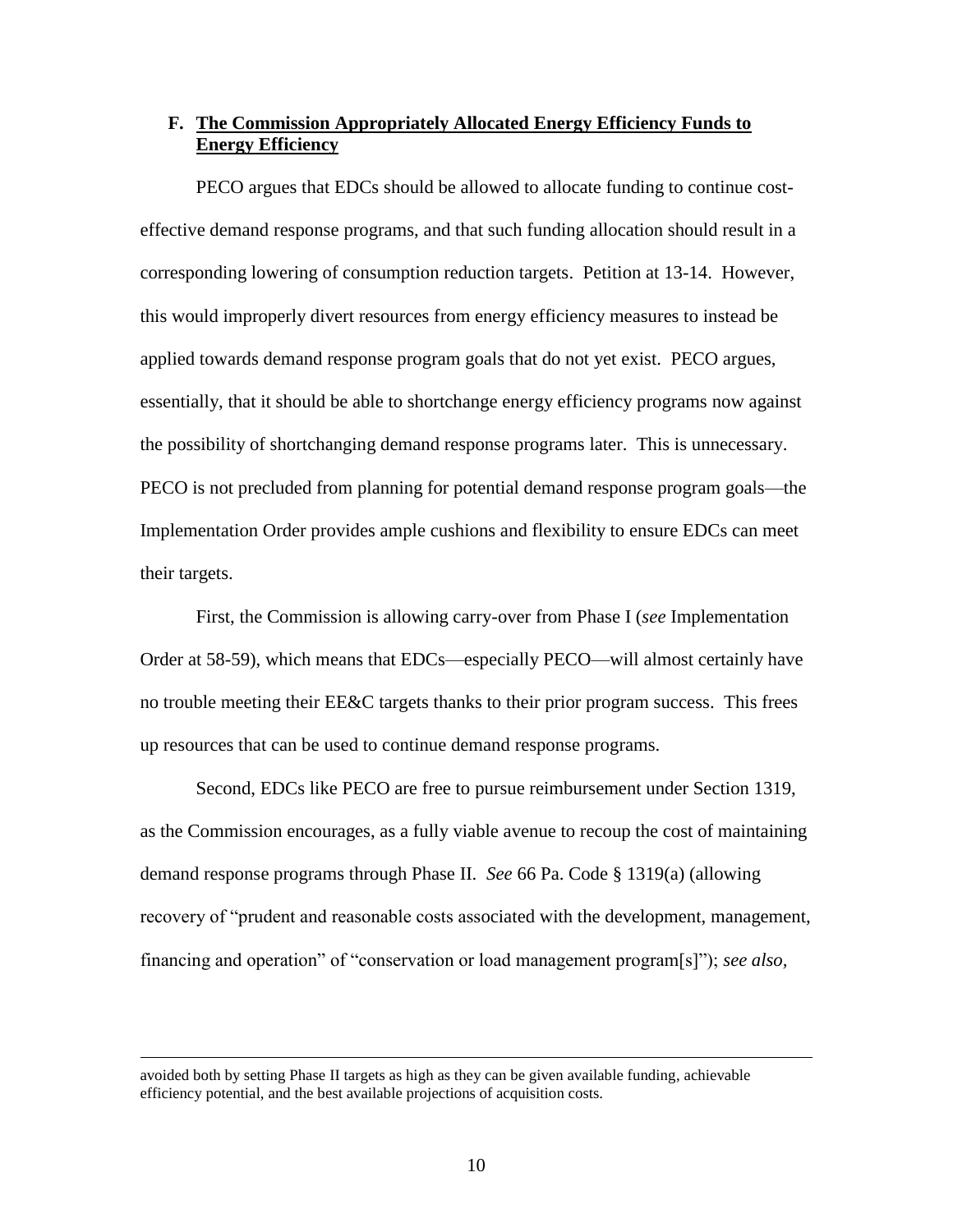### F. **The Commission Appropriately Allocated Energy Efficiency Funds to Energy Efficiency**

PECO argues that EDCs should be allowed to allocate funding to continue cost-effective demand response programs, and that such funding allocation should result in a corresponding lowering of consumption reduction targets. Petition at 13-14. However, this would improperly divert resources from energy efficiency measures to instead be applied towards demand response program goals that do not yet exist. PECO argues, essentially, that it should be able to shortchange energy efficiency programs now against the possibility of shortchanging demand response programs later. This is unnecessary. PECO is not precluded from planning for potential demand response program goals—the Implementation Order provides ample cushions and flexibility to ensure EDCs can meet their targets.

First, the Commission is allowing carry-over from Phase I (*see* Implementation Order at 58-59), which means that EDCs—especially PECO—will almost certainly have no trouble meeting their EE&C targets thanks to their prior program success. This frees up resources that can be used to continue demand response programs.

Second, EDCs like PECO are free to pursue reimbursement under Section 1319, as the Commission encourages, as a fully viable avenue to recoup the cost of maintaining demand response programs through Phase II. *See* 66 Pa. Code § 1319(a) (allowing recovery of "prudent and reasonable costs associated with the development, management, financing and operation" of "conservation or load management program[s]"); *see also*,

---

avoided both by setting Phase II targets as high as they can be given available funding, achievable efficiency potential, and the best available projections of acquisition costs.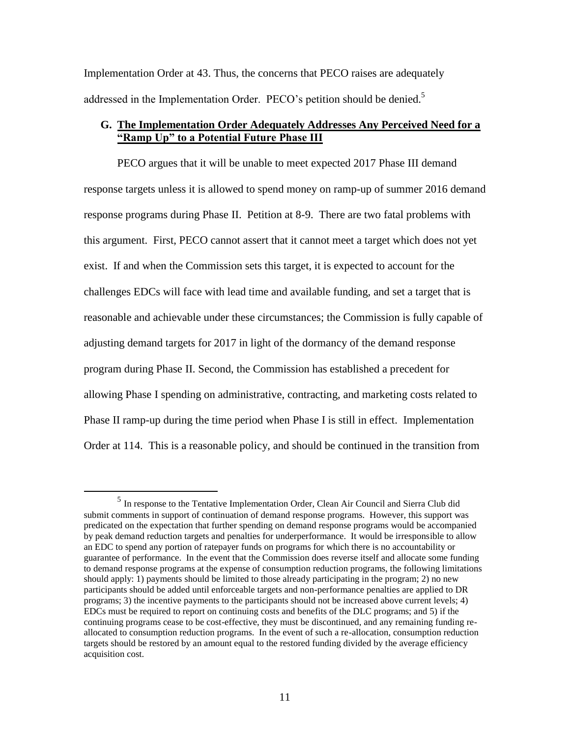Implementation Order at 43. Thus, the concerns that PECO raises are adequately addressed in the Implementation Order. PECO's petition should be denied.[5]

### G. The Implementation Order Adequately Addresses Any Perceived Need for a "Ramp Up" to a Potential Future Phase III

PECO argues that it will be unable to meet expected 2017 Phase III demand response targets unless it is allowed to spend money on ramp-up of summer 2016 demand response programs during Phase II. Petition at 8-9. There are two fatal problems with this argument. First, PECO cannot assert that it cannot meet a target which does not yet exist. If and when the Commission sets this target, it is expected to account for the challenges EDCs will face with lead time and available funding, and set a target that is reasonable and achievable under these circumstances; the Commission is fully capable of adjusting demand targets for 2017 in light of the dormancy of the demand response program during Phase II. Second, the Commission has established a precedent for allowing Phase I spending on administrative, contracting, and marketing costs related to Phase II ramp-up during the time period when Phase I is still in effect. Implementation Order at 114. This is a reasonable policy, and should be continued in the transition from

---

[5] In response to the Tentative Implementation Order, Clean Air Council and Sierra Club did submit comments in support of continuation of demand response programs. However, this support was predicated on the expectation that further spending on demand response programs would be accompanied by peak demand reduction targets and penalties for underperformance. It would be irresponsible to allow an EDC to spend any portion of ratepayer funds on programs for which there is no accountability or guarantee of performance. In the event that the Commission does reverse itself and allocate some funding to demand response programs at the expense of consumption reduction programs, the following limitations should apply: 1) payments should be limited to those already participating in the program; 2) no new participants should be added until enforceable targets and non-performance penalties are applied to DR programs; 3) the incentive payments to the participants should not be increased above current levels; 4) EDCs must be required to report on continuing costs and benefits of the DLC programs; and 5) if the continuing programs cease to be cost-effective, they must be discontinued, and any remaining funding re-allocated to consumption reduction programs. In the event of such a re-allocation, consumption reduction targets should be restored by an amount equal to the restored funding divided by the average efficiency acquisition cost.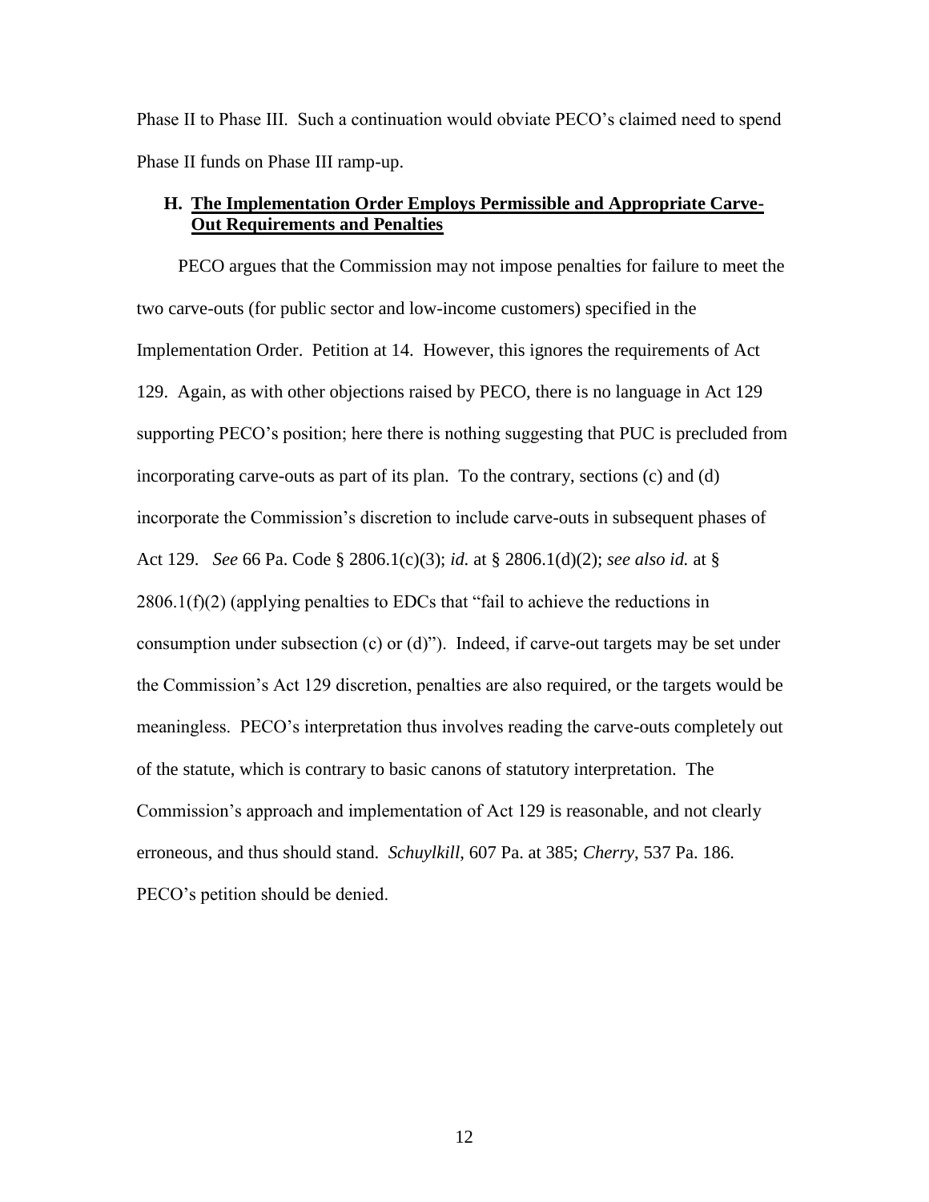Phase II to Phase III. Such a continuation would obviate PECO's claimed need to spend Phase II funds on Phase III ramp-up.

## H. The Implementation Order Employs Permissible and Appropriate Carve-Out Requirements and Penalties

PECO argues that the Commission may not impose penalties for failure to meet the two carve-outs (for public sector and low-income customers) specified in the Implementation Order. Petition at 14. However, this ignores the requirements of Act 129. Again, as with other objections raised by PECO, there is no language in Act 129 supporting PECO's position; here there is nothing suggesting that PUC is precluded from incorporating carve-outs as part of its plan. To the contrary, sections (c) and (d) incorporate the Commission's discretion to include carve-outs in subsequent phases of Act 129. *See* 66 Pa. Code § 2806.1(c)(3); *id.* at § 2806.1(d)(2); *see also id.* at § 2806.1(f)(2) (applying penalties to EDCs that "fail to achieve the reductions in consumption under subsection (c) or (d)"). Indeed, if carve-out targets may be set under the Commission's Act 129 discretion, penalties are also required, or the targets would be meaningless. PECO's interpretation thus involves reading the carve-outs completely out of the statute, which is contrary to basic canons of statutory interpretation. The Commission's approach and implementation of Act 129 is reasonable, and not clearly erroneous, and thus should stand. *Schuylkill*, 607 Pa. at 385; *Cherry*, 537 Pa. 186. PECO's petition should be denied.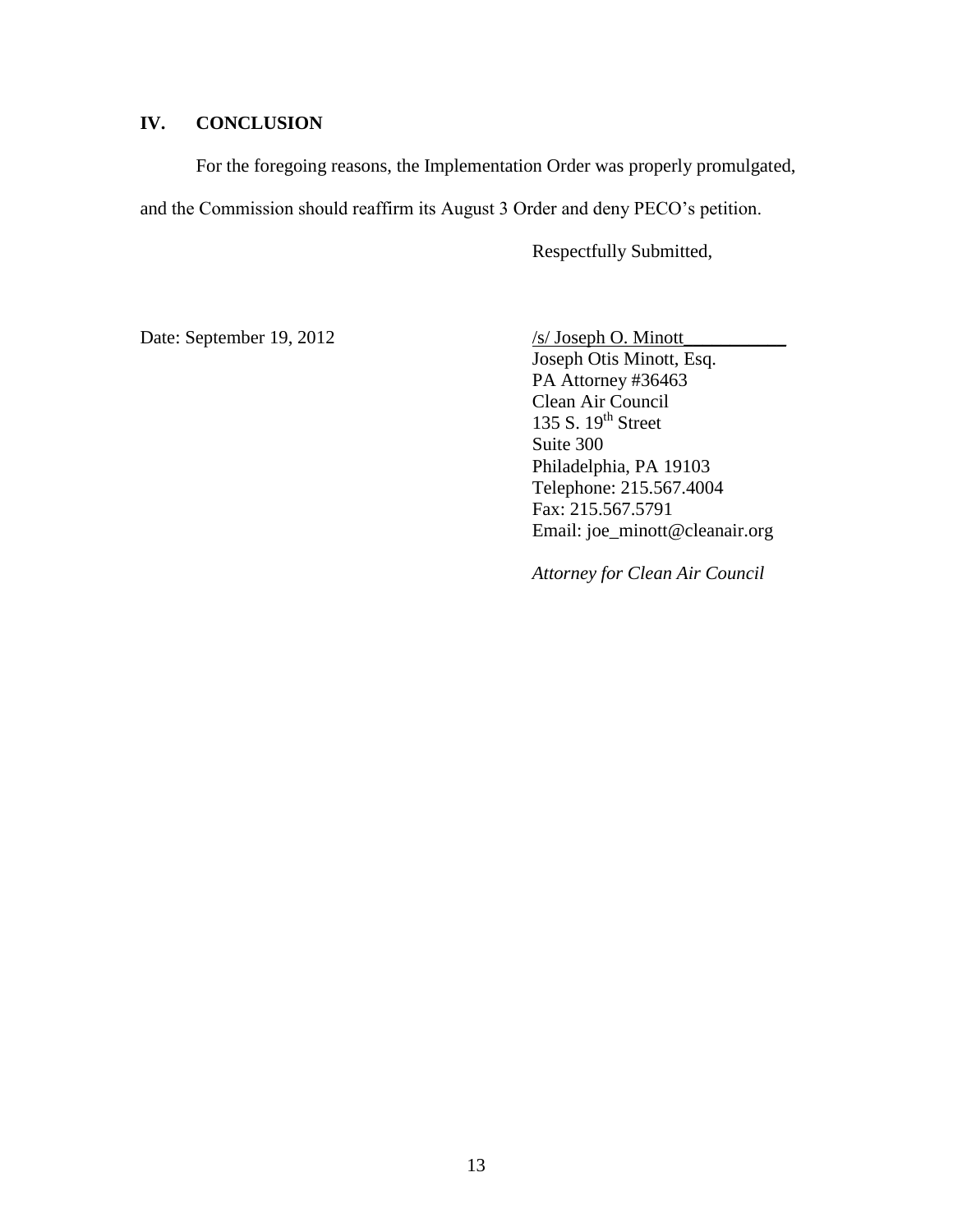## IV. CONCLUSION

For the foregoing reasons, the Implementation Order was properly promulgated, and the Commission should reaffirm its August 3 Order and deny PECO's petition.

Respectfully Submitted,

Date: September 19, 2012

/s/ Joseph O. Minott
Joseph Otis Minott, Esq.
PA Attorney #36463
Clean Air Council
135 S. 19th Street
Suite 300
Philadelphia, PA 19103
Telephone: 215.567.4004
Fax: 215.567.5791
Email: joe_minott@cleanair.org

*Attorney for Clean Air Council*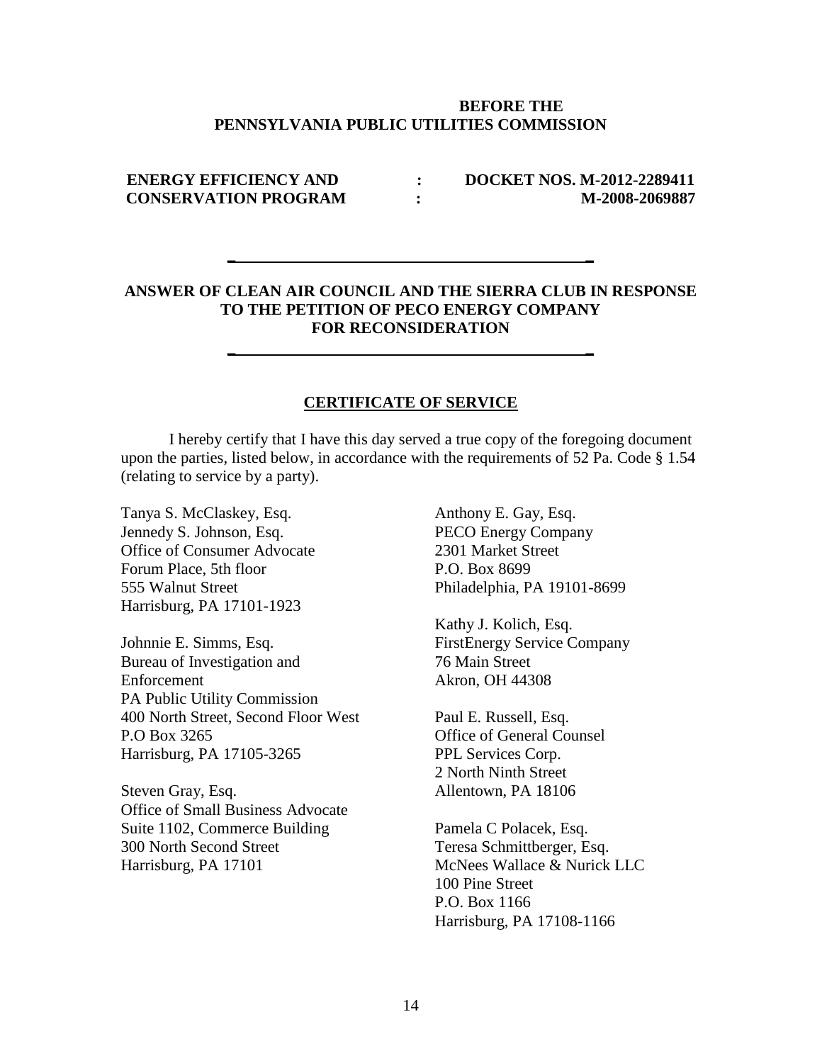**BEFORE THE**
**PENNSYLVANIA PUBLIC UTILITIES COMMISSION**

| | | |
|---|---|---|
| **ENERGY EFFICIENCY AND CONSERVATION PROGRAM** | **:** **:** | **DOCKET NOS. M-2012-2289411 M-2008-2069887** |

---

**ANSWER OF CLEAN AIR COUNCIL AND THE SIERRA CLUB IN RESPONSE TO THE PETITION OF PECO ENERGY COMPANY FOR RECONSIDERATION**

---

## CERTIFICATE OF SERVICE

I hereby certify that I have this day served a true copy of the foregoing document upon the parties, listed below, in accordance with the requirements of 52 Pa. Code § 1.54 (relating to service by a party).

Tanya S. McClaskey, Esq.
Jennedy S. Johnson, Esq.
Office of Consumer Advocate
Forum Place, 5th floor
555 Walnut Street
Harrisburg, PA 17101-1923

Johnnie E. Simms, Esq.
Bureau of Investigation and Enforcement
PA Public Utility Commission
400 North Street, Second Floor West
P.O Box 3265
Harrisburg, PA 17105-3265

Steven Gray, Esq.
Office of Small Business Advocate
Suite 1102, Commerce Building
300 North Second Street
Harrisburg, PA 17101

Anthony E. Gay, Esq.
PECO Energy Company
2301 Market Street
P.O. Box 8699
Philadelphia, PA 19101-8699

Kathy J. Kolich, Esq.
FirstEnergy Service Company
76 Main Street
Akron, OH 44308

Paul E. Russell, Esq.
Office of General Counsel
PPL Services Corp.
2 North Ninth Street
Allentown, PA 18106

Pamela C Polacek, Esq.
Teresa Schmittberger, Esq.
McNees Wallace & Nurick LLC
100 Pine Street
P.O. Box 1166
Harrisburg, PA 17108-1166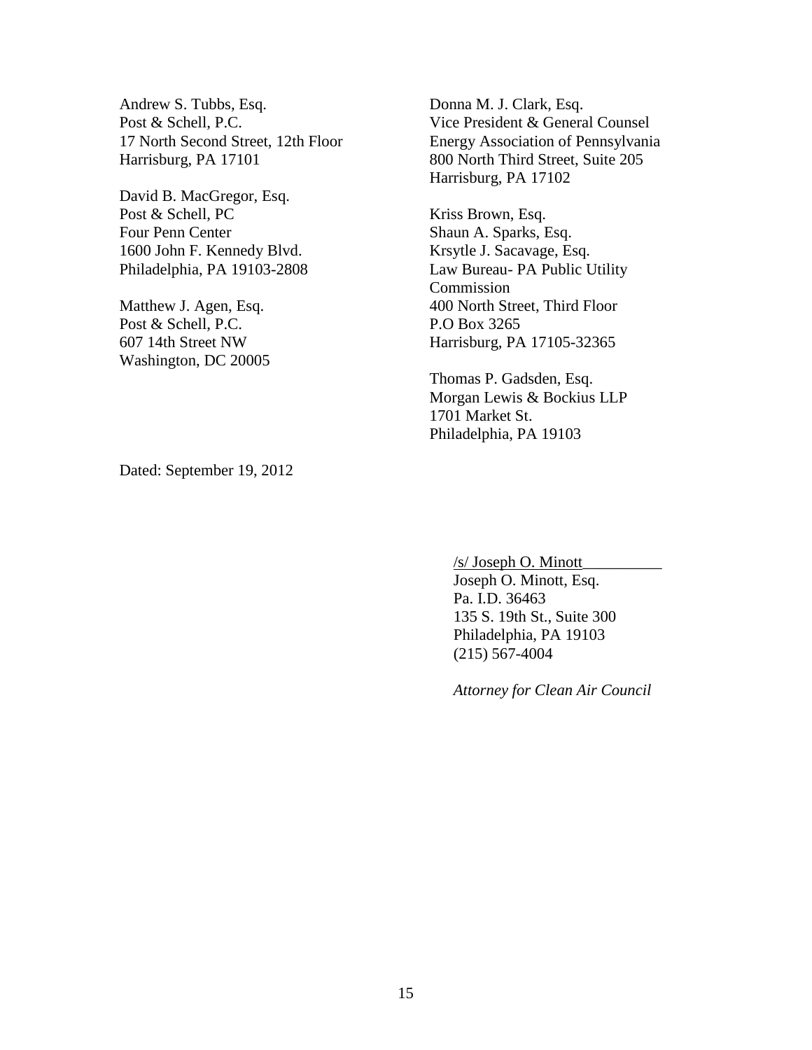Andrew S. Tubbs, Esq.
Post & Schell, P.C.
17 North Second Street, 12th Floor
Harrisburg, PA 17101

David B. MacGregor, Esq.
Post & Schell, PC
Four Penn Center
1600 John F. Kennedy Blvd.
Philadelphia, PA 19103-2808

Matthew J. Agen, Esq.
Post & Schell, P.C.
607 14th Street NW
Washington, DC 20005

Donna M. J. Clark, Esq.
Vice President & General Counsel
Energy Association of Pennsylvania
800 North Third Street, Suite 205
Harrisburg, PA 17102

Kriss Brown, Esq.
Shaun A. Sparks, Esq.
Krsytle J. Sacavage, Esq.
Law Bureau- PA Public Utility Commission
400 North Street, Third Floor
P.O Box 3265
Harrisburg, PA 17105-32365

Thomas P. Gadsden, Esq.
Morgan Lewis & Bockius LLP
1701 Market St.
Philadelphia, PA 19103

Dated: September 19, 2012

/s/ Joseph O. Minott__________
Joseph O. Minott, Esq.
Pa. I.D. 36463
135 S. 19th St., Suite 300
Philadelphia, PA 19103
(215) 567-4004

*Attorney for Clean Air Council*